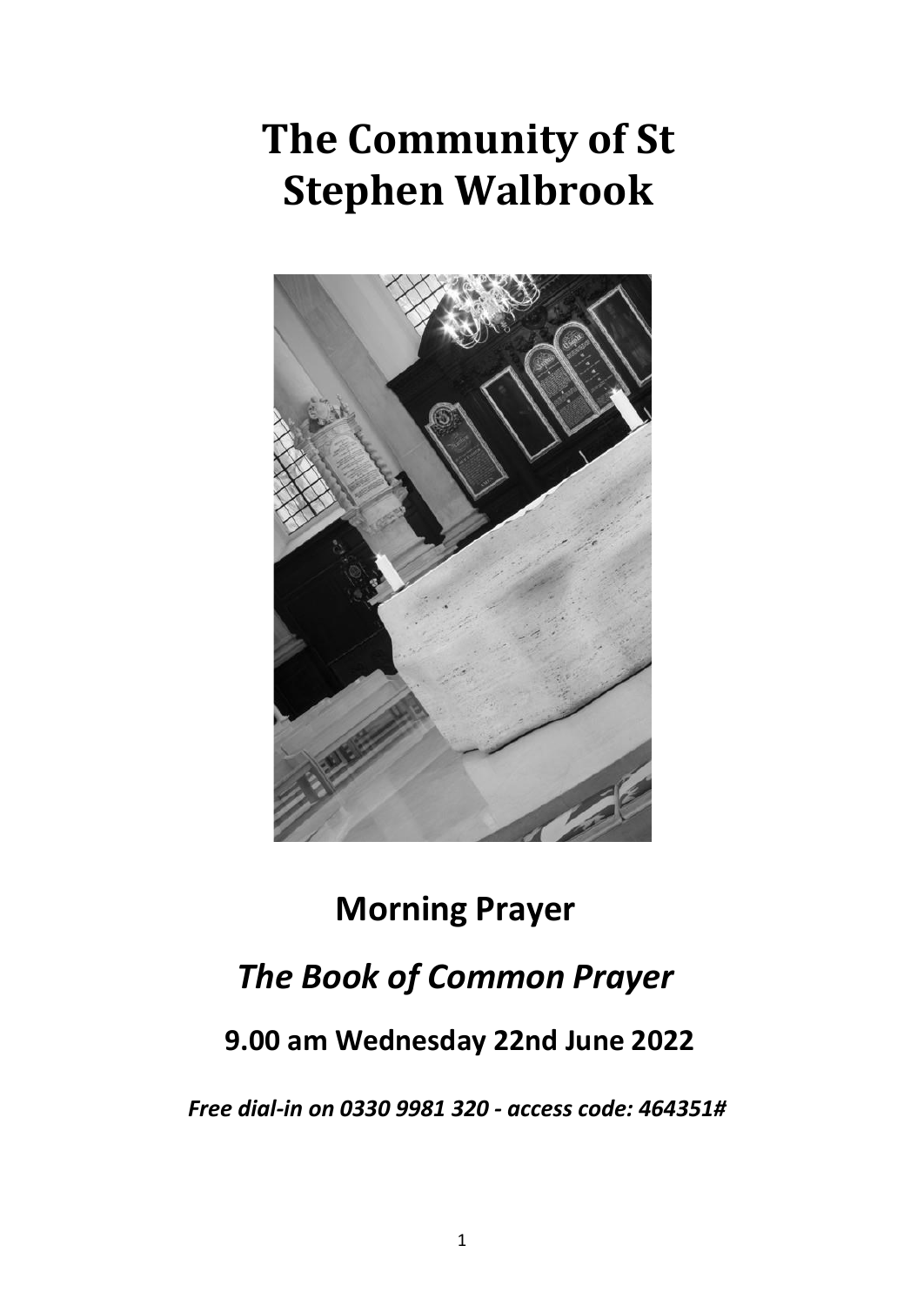# The Community of St Stephen Walbrook

## Morning Prayer

## *The Book of Common Prayer*

### 9.00 am Wednesday 22nd June 2022

***Free dial-in on 0330 9981 320 - access code: 464351#***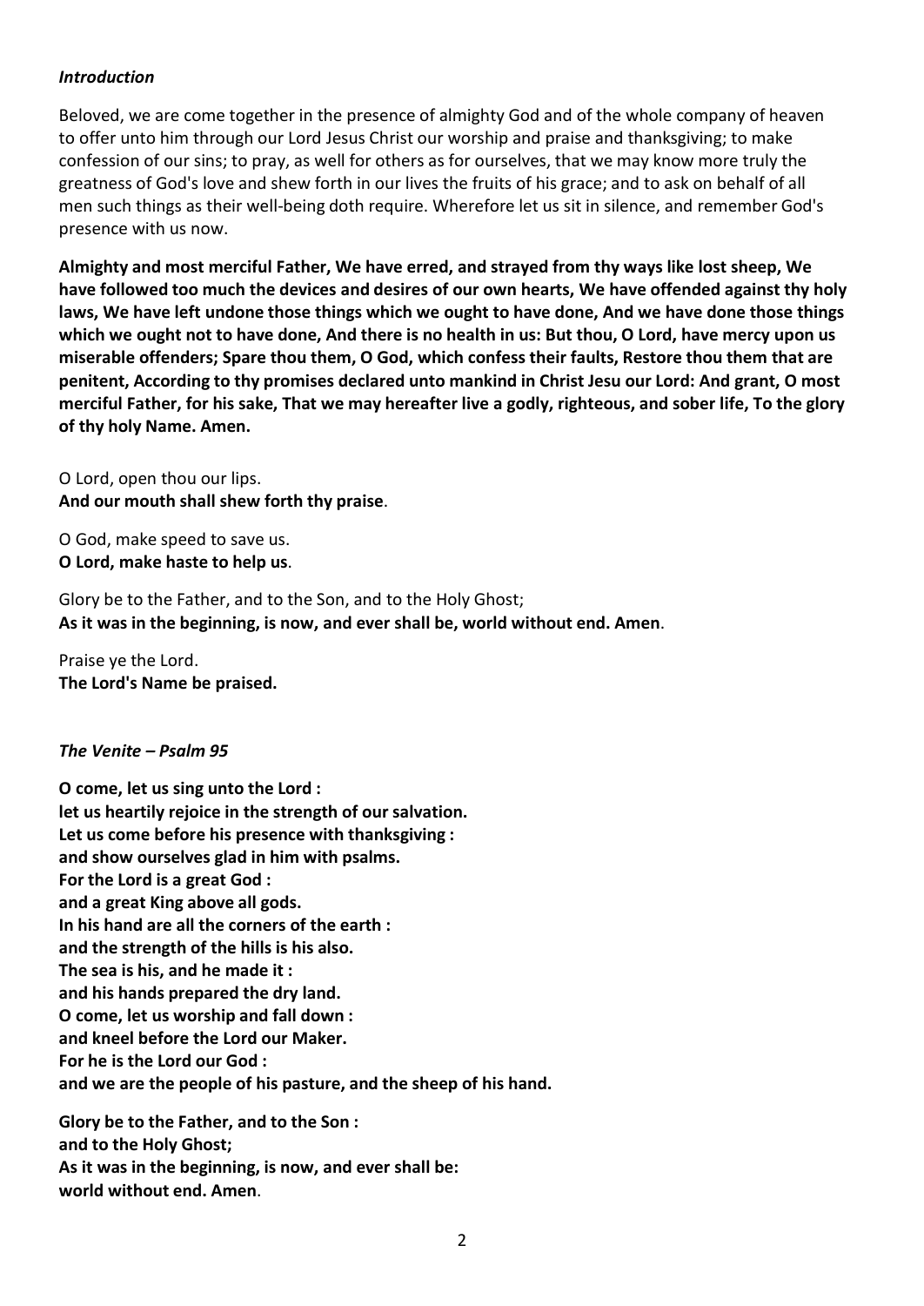***Introduction***

Beloved, we are come together in the presence of almighty God and of the whole company of heaven to offer unto him through our Lord Jesus Christ our worship and praise and thanksgiving; to make confession of our sins; to pray, as well for others as for ourselves, that we may know more truly the greatness of God's love and shew forth in our lives the fruits of his grace; and to ask on behalf of all men such things as their well-being doth require. Wherefore let us sit in silence, and remember God's presence with us now.

**Almighty and most merciful Father, We have erred, and strayed from thy ways like lost sheep, We have followed too much the devices and desires of our own hearts, We have offended against thy holy laws, We have left undone those things which we ought to have done, And we have done those things which we ought not to have done, And there is no health in us: But thou, O Lord, have mercy upon us miserable offenders; Spare thou them, O God, which confess their faults, Restore thou them that are penitent, According to thy promises declared unto mankind in Christ Jesu our Lord: And grant, O most merciful Father, for his sake, That we may hereafter live a godly, righteous, and sober life, To the glory of thy holy Name. Amen.**

O Lord, open thou our lips.
**And our mouth shall shew forth thy praise**.

O God, make speed to save us.
**O Lord, make haste to help us**.

Glory be to the Father, and to the Son, and to the Holy Ghost;
**As it was in the beginning, is now, and ever shall be, world without end. Amen**.

Praise ye the Lord.
**The Lord's Name be praised.**

***The Venite – Psalm 95***

**O come, let us sing unto the Lord :**
**let us heartily rejoice in the strength of our salvation.**
**Let us come before his presence with thanksgiving :**
**and show ourselves glad in him with psalms.**
**For the Lord is a great God :**
**and a great King above all gods.**
**In his hand are all the corners of the earth :**
**and the strength of the hills is his also.**
**The sea is his, and he made it :**
**and his hands prepared the dry land.**
**O come, let us worship and fall down :**
**and kneel before the Lord our Maker.**
**For he is the Lord our God :**
**and we are the people of his pasture, and the sheep of his hand.**

**Glory be to the Father, and to the Son :**
**and to the Holy Ghost;**
**As it was in the beginning, is now, and ever shall be:**
**world without end. Amen**.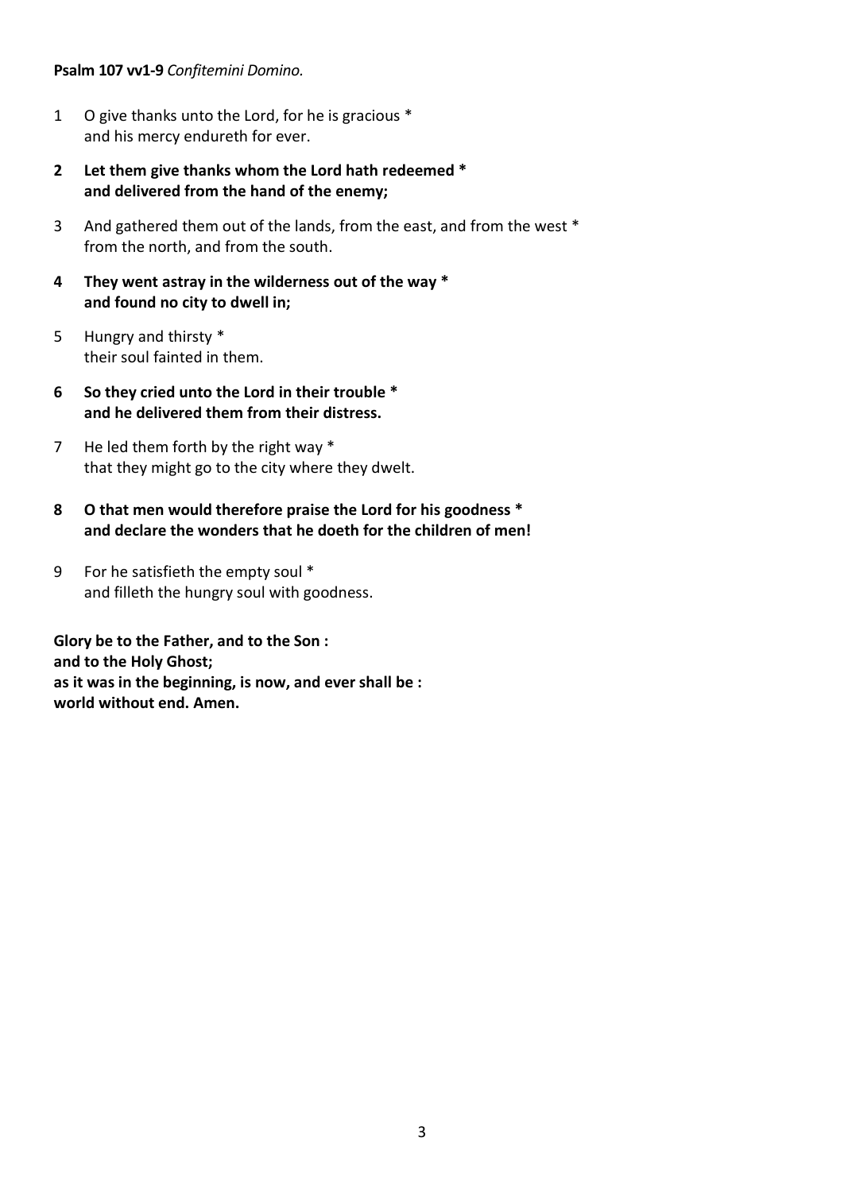**Psalm 107 vv1-9** *Confitemini Domino.*

1 O give thanks unto the Lord, for he is gracious *
and his mercy endureth for ever.

**2 Let them give thanks whom the Lord hath redeemed *
and delivered from the hand of the enemy;**

3 And gathered them out of the lands, from the east, and from the west *
from the north, and from the south.

**4 They went astray in the wilderness out of the way *
and found no city to dwell in;**

5 Hungry and thirsty *
their soul fainted in them.

**6 So they cried unto the Lord in their trouble *
and he delivered them from their distress.**

7 He led them forth by the right way *
that they might go to the city where they dwelt.

**8 O that men would therefore praise the Lord for his goodness *
and declare the wonders that he doeth for the children of men!**

9 For he satisfieth the empty soul *
and filleth the hungry soul with goodness.

**Glory be to the Father, and to the Son :
and to the Holy Ghost;
as it was in the beginning, is now, and ever shall be :
world without end. Amen.**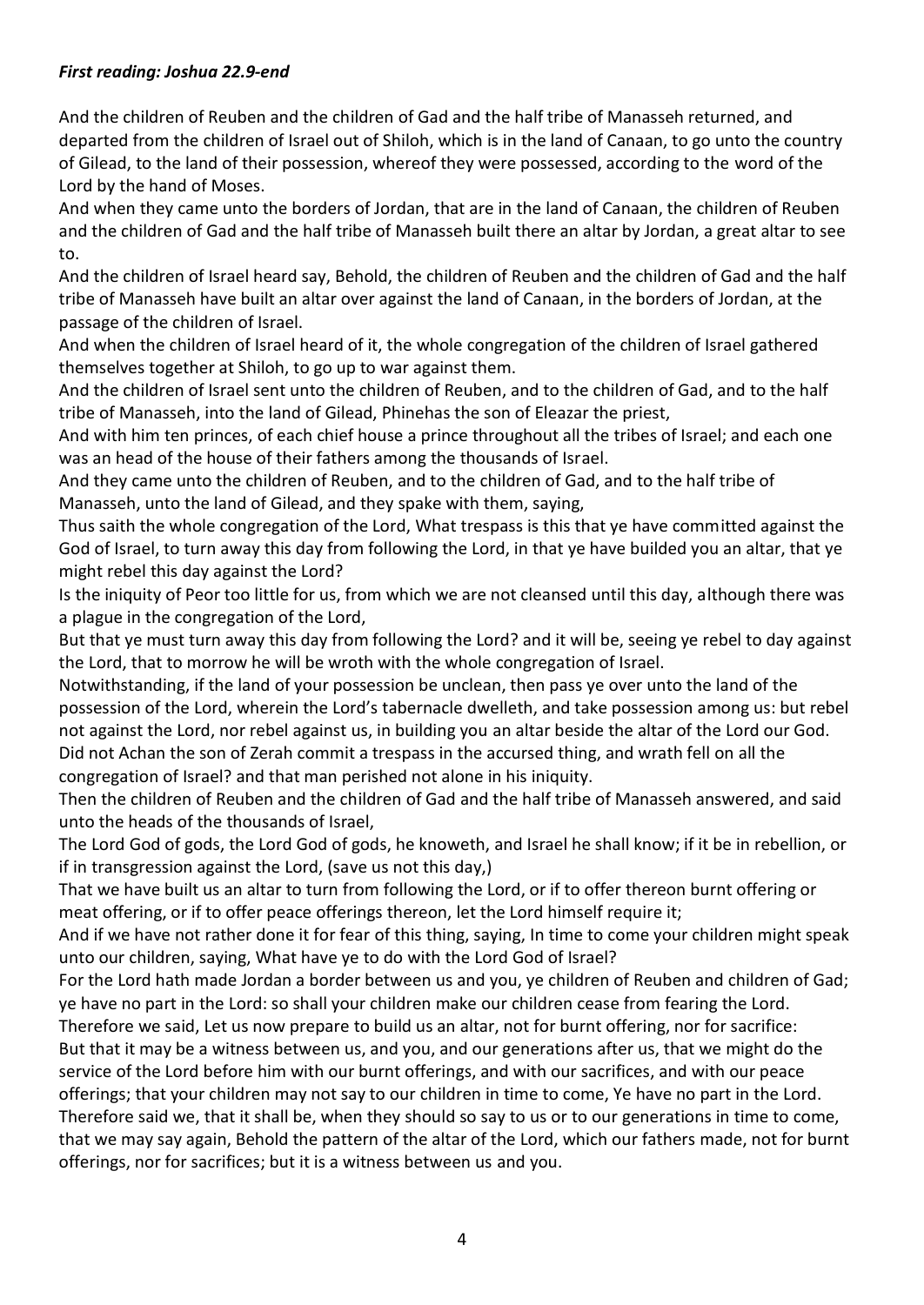***First reading: Joshua 22.9-end***

And the children of Reuben and the children of Gad and the half tribe of Manasseh returned, and departed from the children of Israel out of Shiloh, which is in the land of Canaan, to go unto the country of Gilead, to the land of their possession, whereof they were possessed, according to the word of the Lord by the hand of Moses.

And when they came unto the borders of Jordan, that are in the land of Canaan, the children of Reuben and the children of Gad and the half tribe of Manasseh built there an altar by Jordan, a great altar to see to.

And the children of Israel heard say, Behold, the children of Reuben and the children of Gad and the half tribe of Manasseh have built an altar over against the land of Canaan, in the borders of Jordan, at the passage of the children of Israel.

And when the children of Israel heard of it, the whole congregation of the children of Israel gathered themselves together at Shiloh, to go up to war against them.

And the children of Israel sent unto the children of Reuben, and to the children of Gad, and to the half tribe of Manasseh, into the land of Gilead, Phinehas the son of Eleazar the priest,

And with him ten princes, of each chief house a prince throughout all the tribes of Israel; and each one was an head of the house of their fathers among the thousands of Israel.

And they came unto the children of Reuben, and to the children of Gad, and to the half tribe of Manasseh, unto the land of Gilead, and they spake with them, saying,

Thus saith the whole congregation of the Lord, What trespass is this that ye have committed against the God of Israel, to turn away this day from following the Lord, in that ye have builded you an altar, that ye might rebel this day against the Lord?

Is the iniquity of Peor too little for us, from which we are not cleansed until this day, although there was a plague in the congregation of the Lord,

But that ye must turn away this day from following the Lord? and it will be, seeing ye rebel to day against the Lord, that to morrow he will be wroth with the whole congregation of Israel.

Notwithstanding, if the land of your possession be unclean, then pass ye over unto the land of the possession of the Lord, wherein the Lord's tabernacle dwelleth, and take possession among us: but rebel not against the Lord, nor rebel against us, in building you an altar beside the altar of the Lord our God.

Did not Achan the son of Zerah commit a trespass in the accursed thing, and wrath fell on all the congregation of Israel? and that man perished not alone in his iniquity.

Then the children of Reuben and the children of Gad and the half tribe of Manasseh answered, and said unto the heads of the thousands of Israel,

The Lord God of gods, the Lord God of gods, he knoweth, and Israel he shall know; if it be in rebellion, or if in transgression against the Lord, (save us not this day,)

That we have built us an altar to turn from following the Lord, or if to offer thereon burnt offering or meat offering, or if to offer peace offerings thereon, let the Lord himself require it;

And if we have not rather done it for fear of this thing, saying, In time to come your children might speak unto our children, saying, What have ye to do with the Lord God of Israel?

For the Lord hath made Jordan a border between us and you, ye children of Reuben and children of Gad; ye have no part in the Lord: so shall your children make our children cease from fearing the Lord.

Therefore we said, Let us now prepare to build us an altar, not for burnt offering, nor for sacrifice:

But that it may be a witness between us, and you, and our generations after us, that we might do the service of the Lord before him with our burnt offerings, and with our sacrifices, and with our peace offerings; that your children may not say to our children in time to come, Ye have no part in the Lord.

Therefore said we, that it shall be, when they should so say to us or to our generations in time to come, that we may say again, Behold the pattern of the altar of the Lord, which our fathers made, not for burnt offerings, nor for sacrifices; but it is a witness between us and you.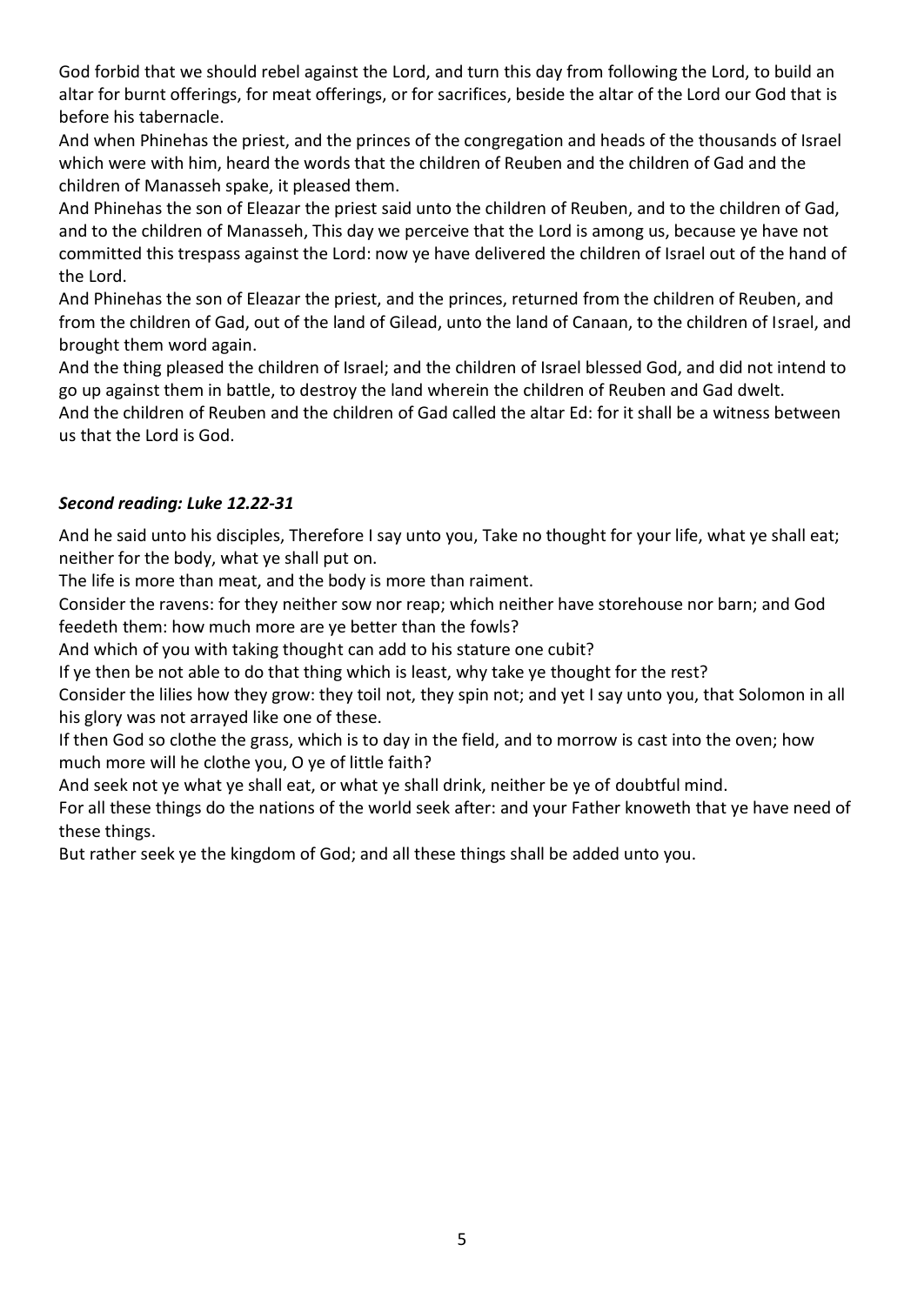God forbid that we should rebel against the Lord, and turn this day from following the Lord, to build an altar for burnt offerings, for meat offerings, or for sacrifices, beside the altar of the Lord our God that is before his tabernacle.

And when Phinehas the priest, and the princes of the congregation and heads of the thousands of Israel which were with him, heard the words that the children of Reuben and the children of Gad and the children of Manasseh spake, it pleased them.

And Phinehas the son of Eleazar the priest said unto the children of Reuben, and to the children of Gad, and to the children of Manasseh, This day we perceive that the Lord is among us, because ye have not committed this trespass against the Lord: now ye have delivered the children of Israel out of the hand of the Lord.

And Phinehas the son of Eleazar the priest, and the princes, returned from the children of Reuben, and from the children of Gad, out of the land of Gilead, unto the land of Canaan, to the children of Israel, and brought them word again.

And the thing pleased the children of Israel; and the children of Israel blessed God, and did not intend to go up against them in battle, to destroy the land wherein the children of Reuben and Gad dwelt.

And the children of Reuben and the children of Gad called the altar Ed: for it shall be a witness between us that the Lord is God.

### ***Second reading: Luke 12.22-31***

And he said unto his disciples, Therefore I say unto you, Take no thought for your life, what ye shall eat; neither for the body, what ye shall put on.

The life is more than meat, and the body is more than raiment.

Consider the ravens: for they neither sow nor reap; which neither have storehouse nor barn; and God feedeth them: how much more are ye better than the fowls?

And which of you with taking thought can add to his stature one cubit?

If ye then be not able to do that thing which is least, why take ye thought for the rest?

Consider the lilies how they grow: they toil not, they spin not; and yet I say unto you, that Solomon in all his glory was not arrayed like one of these.

If then God so clothe the grass, which is to day in the field, and to morrow is cast into the oven; how much more will he clothe you, O ye of little faith?

And seek not ye what ye shall eat, or what ye shall drink, neither be ye of doubtful mind.

For all these things do the nations of the world seek after: and your Father knoweth that ye have need of these things.

But rather seek ye the kingdom of God; and all these things shall be added unto you.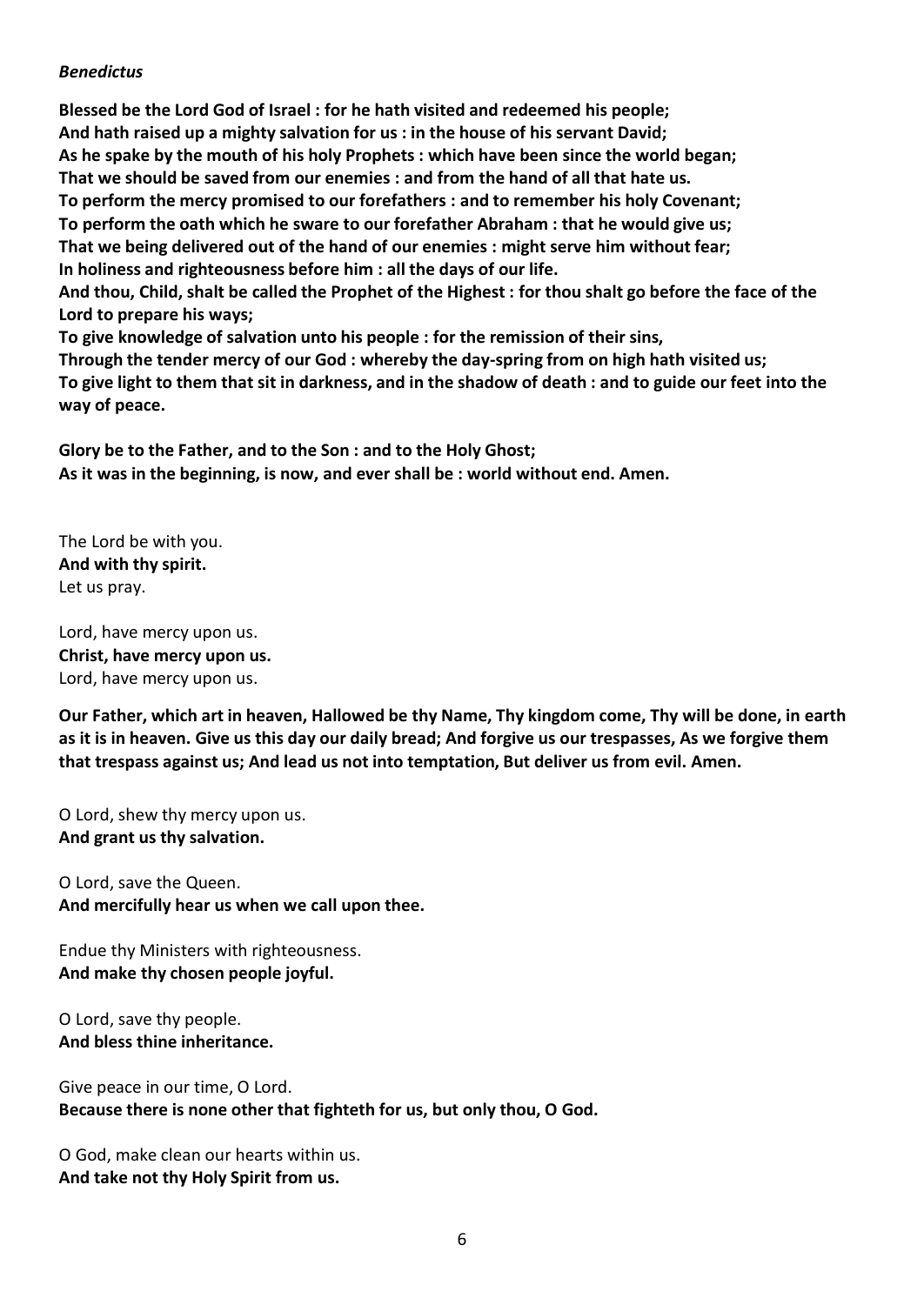***Benedictus***

**Blessed be the Lord God of Israel : for he hath visited and redeemed his people;**
**And hath raised up a mighty salvation for us : in the house of his servant David;**
**As he spake by the mouth of his holy Prophets : which have been since the world began;**
**That we should be saved from our enemies : and from the hand of all that hate us.**
**To perform the mercy promised to our forefathers : and to remember his holy Covenant;**
**To perform the oath which he sware to our forefather Abraham : that he would give us;**
**That we being delivered out of the hand of our enemies : might serve him without fear;**
**In holiness and righteousness before him : all the days of our life.**
**And thou, Child, shalt be called the Prophet of the Highest : for thou shalt go before the face of the Lord to prepare his ways;**
**To give knowledge of salvation unto his people : for the remission of their sins,**
**Through the tender mercy of our God : whereby the day-spring from on high hath visited us;**
**To give light to them that sit in darkness, and in the shadow of death : and to guide our feet into the way of peace.**

**Glory be to the Father, and to the Son : and to the Holy Ghost;**
**As it was in the beginning, is now, and ever shall be : world without end. Amen.**

The Lord be with you.
**And with thy spirit.**
Let us pray.

Lord, have mercy upon us.
**Christ, have mercy upon us.**
Lord, have mercy upon us.

**Our Father, which art in heaven, Hallowed be thy Name, Thy kingdom come, Thy will be done, in earth as it is in heaven. Give us this day our daily bread; And forgive us our trespasses, As we forgive them that trespass against us; And lead us not into temptation, But deliver us from evil. Amen.**

O Lord, shew thy mercy upon us.
**And grant us thy salvation.**

O Lord, save the Queen.
**And mercifully hear us when we call upon thee.**

Endue thy Ministers with righteousness.
**And make thy chosen people joyful.**

O Lord, save thy people.
**And bless thine inheritance.**

Give peace in our time, O Lord.
**Because there is none other that fighteth for us, but only thou, O God.**

O God, make clean our hearts within us.
**And take not thy Holy Spirit from us.**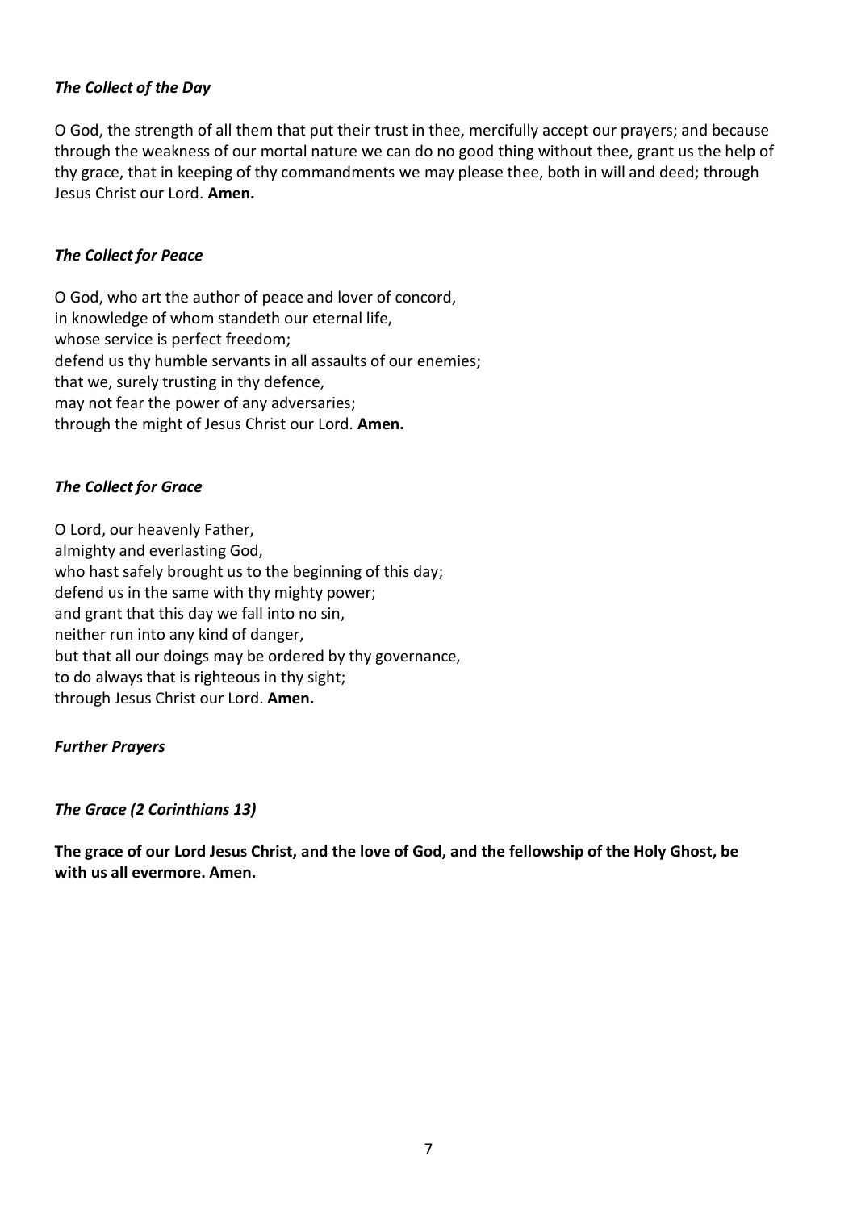***The Collect of the Day***

O God, the strength of all them that put their trust in thee, mercifully accept our prayers; and because through the weakness of our mortal nature we can do no good thing without thee, grant us the help of thy grace, that in keeping of thy commandments we may please thee, both in will and deed; through Jesus Christ our Lord. **Amen.**

***The Collect for Peace***

O God, who art the author of peace and lover of concord,
in knowledge of whom standeth our eternal life,
whose service is perfect freedom;
defend us thy humble servants in all assaults of our enemies;
that we, surely trusting in thy defence,
may not fear the power of any adversaries;
through the might of Jesus Christ our Lord. **Amen.**

***The Collect for Grace***

O Lord, our heavenly Father,
almighty and everlasting God,
who hast safely brought us to the beginning of this day;
defend us in the same with thy mighty power;
and grant that this day we fall into no sin,
neither run into any kind of danger,
but that all our doings may be ordered by thy governance,
to do always that is righteous in thy sight;
through Jesus Christ our Lord. **Amen.**

***Further Prayers***

***The Grace (2 Corinthians 13)***

**The grace of our Lord Jesus Christ, and the love of God, and the fellowship of the Holy Ghost, be with us all evermore. Amen.**